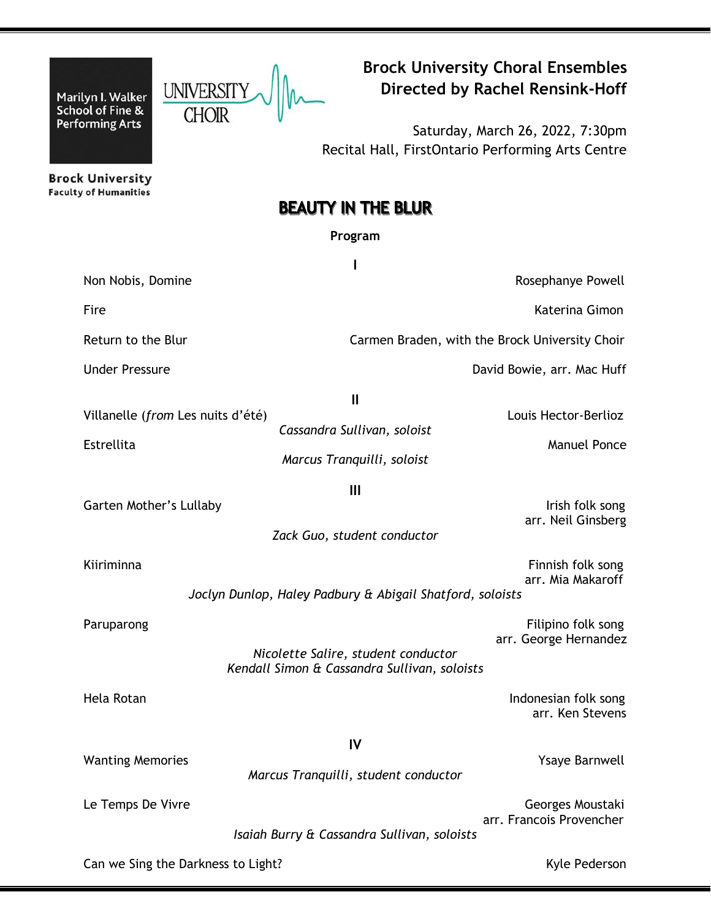Marilyn I. Walker School of Fine & Performing Arts

Brock University
Faculty of Humanities

UNIVERSITY CHOIR

# Brock University Choral Ensembles
## Directed by Rachel Rensink-Hoff

Saturday, March 26, 2022, 7:30pm
Recital Hall, FirstOntario Performing Arts Centre

# BEAUTY IN THE BLUR

**Program**

### I

Non Nobis, Domine — Rosephanye Powell

Fire — Katerina Gimon

Return to the Blur — Carmen Braden, with the Brock University Choir

Under Pressure — David Bowie, arr. Mac Huff

### II

Villanelle (*from* Les nuits d'été) — Louis Hector-Berlioz
*Cassandra Sullivan, soloist*

Estrellita — Manuel Ponce
*Marcus Tranquilli, soloist*

### III

Garten Mother's Lullaby — Irish folk song, arr. Neil Ginsberg
*Zack Guo, student conductor*

Kiiriminna — Finnish folk song, arr. Mia Makaroff
*Joclyn Dunlop, Haley Padbury & Abigail Shatford, soloists*

Paruparong — Filipino folk song, arr. George Hernandez
*Nicolette Salire, student conductor*
*Kendall Simon & Cassandra Sullivan, soloists*

Hela Rotan — Indonesian folk song, arr. Ken Stevens

### IV

Wanting Memories — Ysaye Barnwell
*Marcus Tranquilli, student conductor*

Le Temps De Vivre — Georges Moustaki, arr. Francois Provencher
*Isaiah Burry & Cassandra Sullivan, soloists*

Can we Sing the Darkness to Light? — Kyle Pederson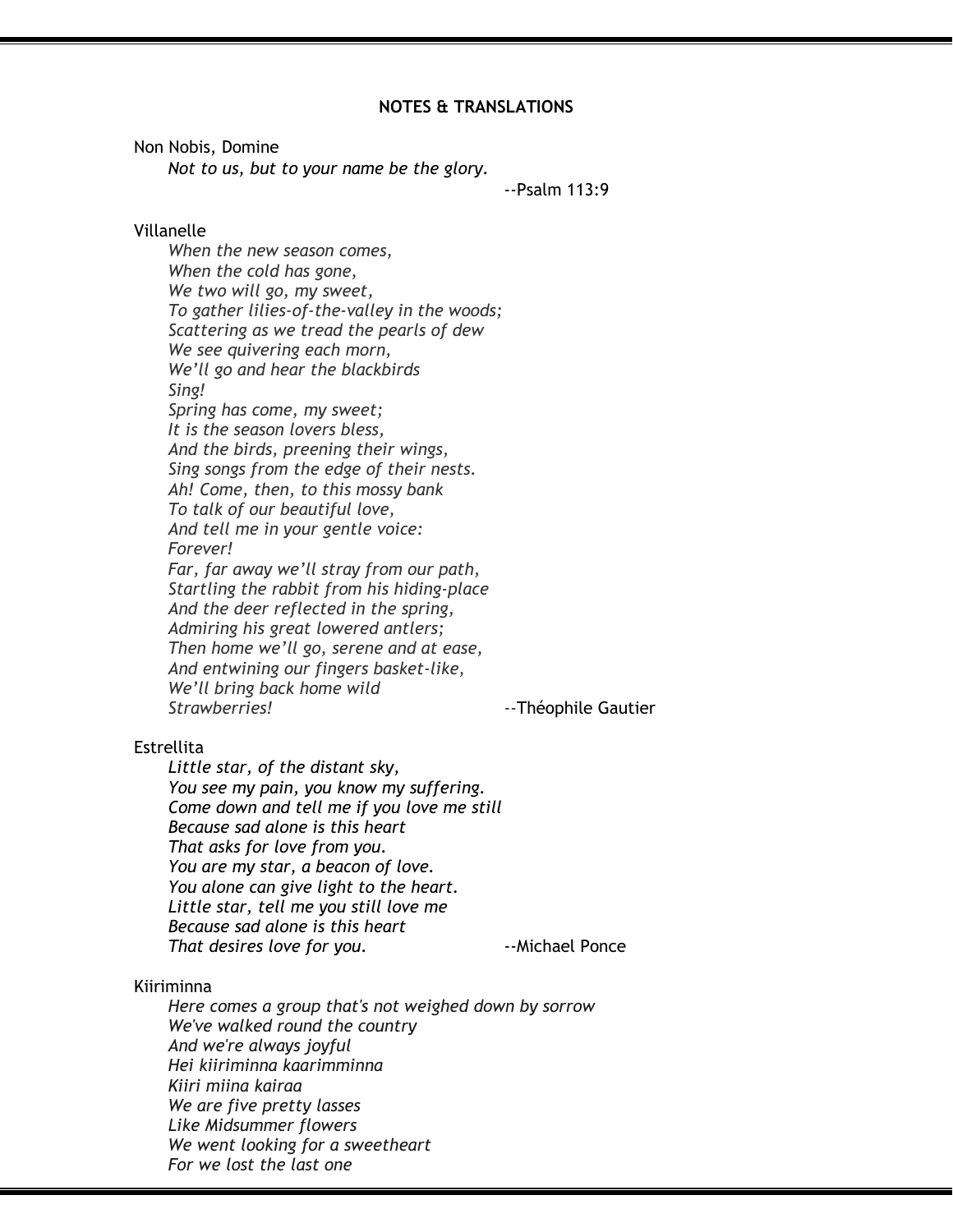## NOTES & TRANSLATIONS

Non Nobis, Domine

*Not to us, but to your name be the glory.*

--Psalm 113:9

Villanelle

*When the new season comes,*
*When the cold has gone,*
*We two will go, my sweet,*
*To gather lilies-of-the-valley in the woods;*
*Scattering as we tread the pearls of dew*
*We see quivering each morn,*
*We'll go and hear the blackbirds*
*Sing!*
*Spring has come, my sweet;*
*It is the season lovers bless,*
*And the birds, preening their wings,*
*Sing songs from the edge of their nests.*
*Ah! Come, then, to this mossy bank*
*To talk of our beautiful love,*
*And tell me in your gentle voice:*
*Forever!*
*Far, far away we'll stray from our path,*
*Startling the rabbit from his hiding-place*
*And the deer reflected in the spring,*
*Admiring his great lowered antlers;*
*Then home we'll go, serene and at ease,*
*And entwining our fingers basket-like,*
*We'll bring back home wild*
*Strawberries!*

--Théophile Gautier

Estrellita

*Little star, of the distant sky,*
*You see my pain, you know my suffering.*
*Come down and tell me if you love me still*
*Because sad alone is this heart*
*That asks for love from you.*
*You are my star, a beacon of love.*
*You alone can give light to the heart.*
*Little star, tell me you still love me*
*Because sad alone is this heart*
*That desires love for you.*

--Michael Ponce

Kiiriminna

*Here comes a group that's not weighed down by sorrow*
*We've walked round the country*
*And we're always joyful*
*Hei kiiriminna kaarimminna*
*Kiiri miina kairaa*
*We are five pretty lasses*
*Like Midsummer flowers*
*We went looking for a sweetheart*
*For we lost the last one*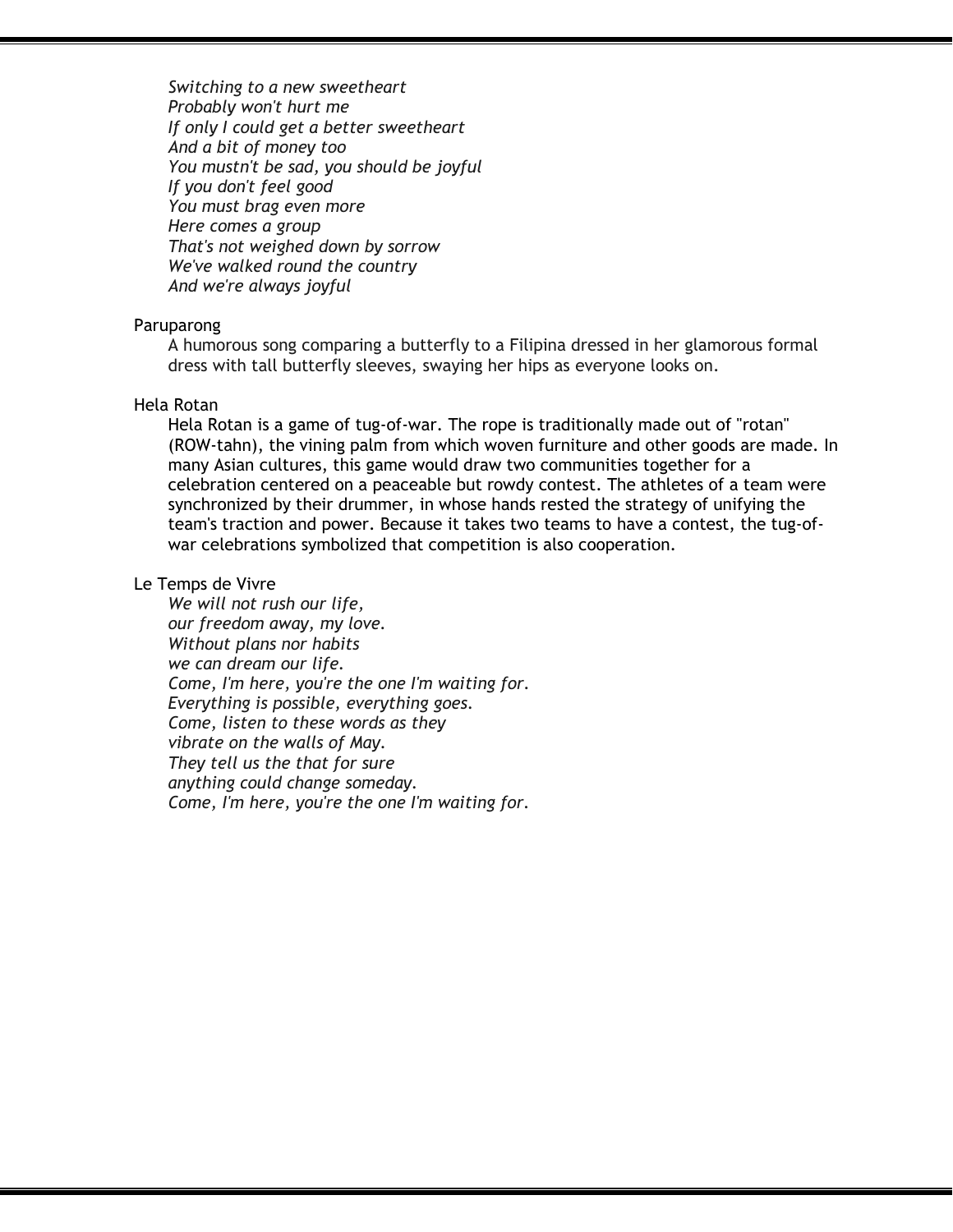*Switching to a new sweetheart*
*Probably won't hurt me*
*If only I could get a better sweetheart*
*And a bit of money too*
*You mustn't be sad, you should be joyful*
*If you don't feel good*
*You must brag even more*
*Here comes a group*
*That's not weighed down by sorrow*
*We've walked round the country*
*And we're always joyful*

Paruparong

A humorous song comparing a butterfly to a Filipina dressed in her glamorous formal dress with tall butterfly sleeves, swaying her hips as everyone looks on.

Hela Rotan

Hela Rotan is a game of tug-of-war. The rope is traditionally made out of "rotan" (ROW-tahn), the vining palm from which woven furniture and other goods are made. In many Asian cultures, this game would draw two communities together for a celebration centered on a peaceable but rowdy contest. The athletes of a team were synchronized by their drummer, in whose hands rested the strategy of unifying the team's traction and power. Because it takes two teams to have a contest, the tug-of-war celebrations symbolized that competition is also cooperation.

Le Temps de Vivre

*We will not rush our life,*
*our freedom away, my love.*
*Without plans nor habits*
*we can dream our life.*
*Come, I'm here, you're the one I'm waiting for.*
*Everything is possible, everything goes.*
*Come, listen to these words as they*
*vibrate on the walls of May.*
*They tell us the that for sure*
*anything could change someday.*
*Come, I'm here, you're the one I'm waiting for.*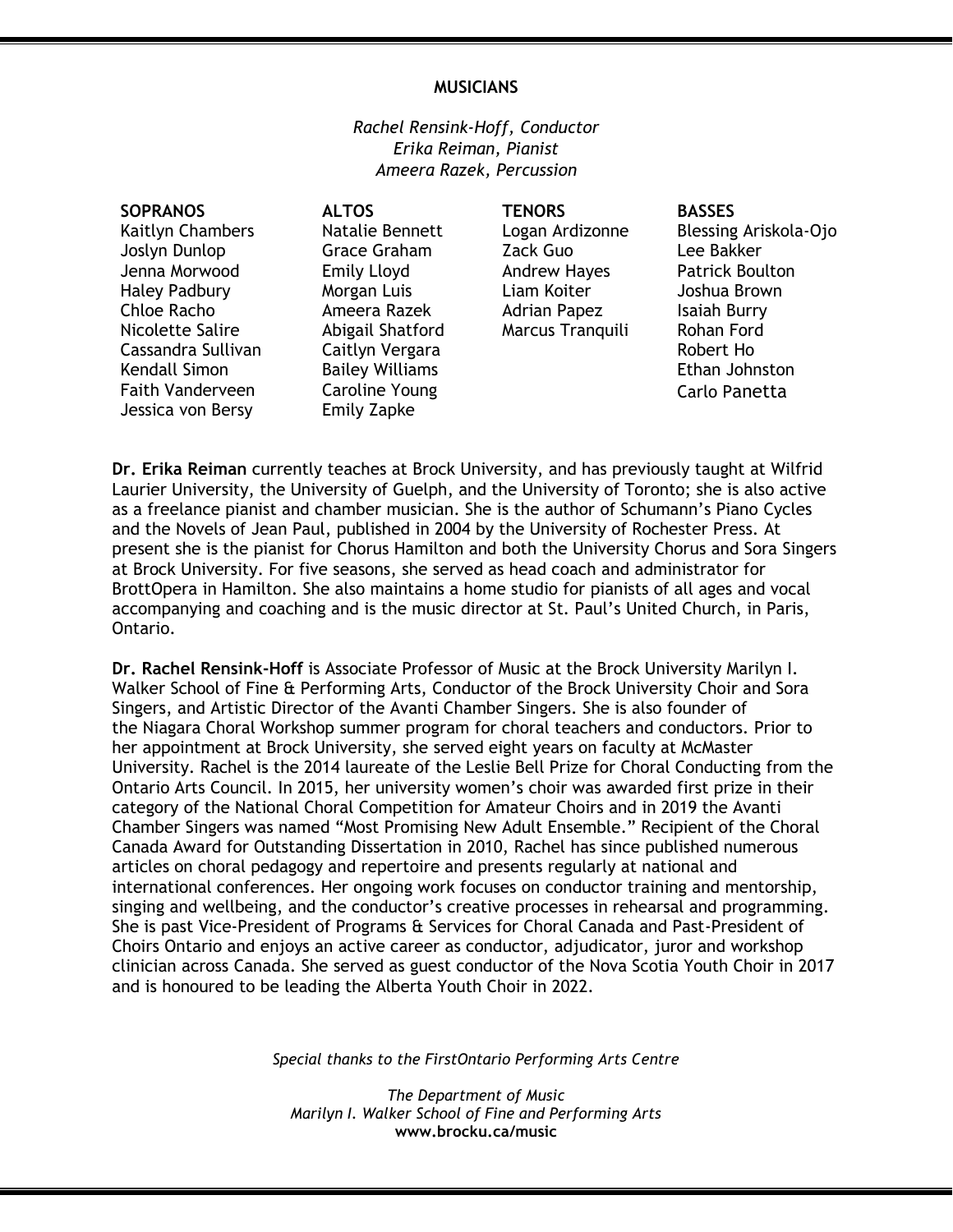## MUSICIANS

*Rachel Rensink-Hoff, Conductor*
*Erika Reiman, Pianist*
*Ameera Razek, Percussion*

**SOPRANOS**
Kaitlyn Chambers
Joslyn Dunlop
Jenna Morwood
Haley Padbury
Chloe Racho
Nicolette Salire
Cassandra Sullivan
Kendall Simon
Faith Vanderveen
Jessica von Bersy

**ALTOS**
Natalie Bennett
Grace Graham
Emily Lloyd
Morgan Luis
Ameera Razek
Abigail Shatford
Caitlyn Vergara
Bailey Williams
Caroline Young
Emily Zapke

**TENORS**
Logan Ardizonne
Zack Guo
Andrew Hayes
Liam Koiter
Adrian Papez
Marcus Tranquili

**BASSES**
Blessing Ariskola-Ojo
Lee Bakker
Patrick Boulton
Joshua Brown
Isaiah Burry
Rohan Ford
Robert Ho
Ethan Johnston
Carlo Panetta

**Dr. Erika Reiman** currently teaches at Brock University, and has previously taught at Wilfrid Laurier University, the University of Guelph, and the University of Toronto; she is also active as a freelance pianist and chamber musician. She is the author of Schumann's Piano Cycles and the Novels of Jean Paul, published in 2004 by the University of Rochester Press. At present she is the pianist for Chorus Hamilton and both the University Chorus and Sora Singers at Brock University. For five seasons, she served as head coach and administrator for BrottOpera in Hamilton. She also maintains a home studio for pianists of all ages and vocal accompanying and coaching and is the music director at St. Paul's United Church, in Paris, Ontario.

**Dr. Rachel Rensink-Hoff** is Associate Professor of Music at the Brock University Marilyn I. Walker School of Fine & Performing Arts, Conductor of the Brock University Choir and Sora Singers, and Artistic Director of the Avanti Chamber Singers. She is also founder of the Niagara Choral Workshop summer program for choral teachers and conductors. Prior to her appointment at Brock University, she served eight years on faculty at McMaster University. Rachel is the 2014 laureate of the Leslie Bell Prize for Choral Conducting from the Ontario Arts Council. In 2015, her university women's choir was awarded first prize in their category of the National Choral Competition for Amateur Choirs and in 2019 the Avanti Chamber Singers was named "Most Promising New Adult Ensemble." Recipient of the Choral Canada Award for Outstanding Dissertation in 2010, Rachel has since published numerous articles on choral pedagogy and repertoire and presents regularly at national and international conferences. Her ongoing work focuses on conductor training and mentorship, singing and wellbeing, and the conductor's creative processes in rehearsal and programming. She is past Vice-President of Programs & Services for Choral Canada and Past-President of Choirs Ontario and enjoys an active career as conductor, adjudicator, juror and workshop clinician across Canada. She served as guest conductor of the Nova Scotia Youth Choir in 2017 and is honoured to be leading the Alberta Youth Choir in 2022.

*Special thanks to the FirstOntario Performing Arts Centre*

*The Department of Music*
*Marilyn I. Walker School of Fine and Performing Arts*
**www.brocku.ca/music**